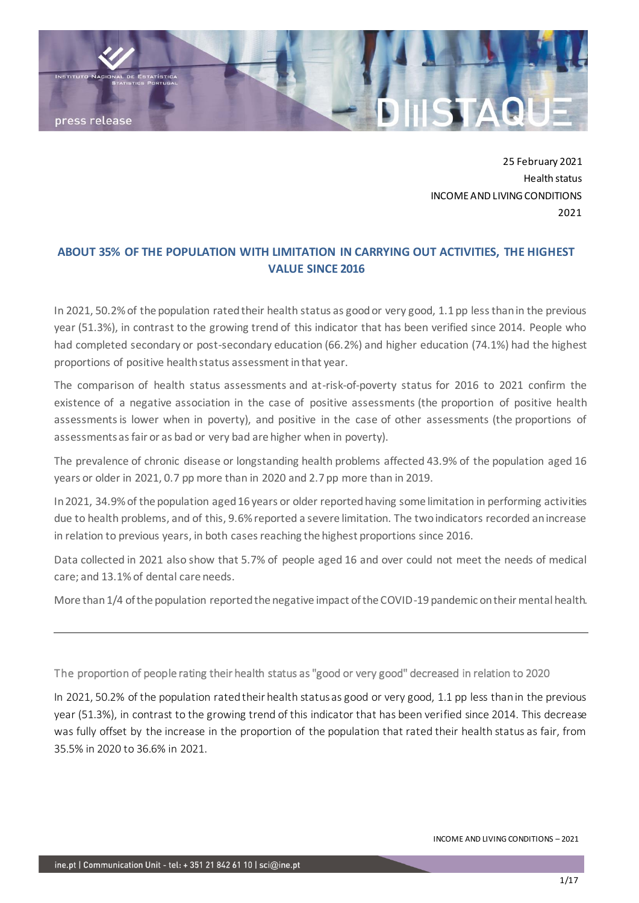25 February 2021
Health status
INCOME AND LIVING CONDITIONS
2021

# ABOUT 35% OF THE POPULATION WITH LIMITATION IN CARRYING OUT ACTIVITIES, THE HIGHEST VALUE SINCE 2016

In 2021, 50.2% of the population rated their health status as good or very good, 1.1 pp less than in the previous year (51.3%), in contrast to the growing trend of this indicator that has been verified since 2014. People who had completed secondary or post-secondary education (66.2%) and higher education (74.1%) had the highest proportions of positive health status assessment in that year.

The comparison of health status assessments and at-risk-of-poverty status for 2016 to 2021 confirm the existence of a negative association in the case of positive assessments (the proportion of positive health assessments is lower when in poverty), and positive in the case of other assessments (the proportions of assessments as fair or as bad or very bad are higher when in poverty).

The prevalence of chronic disease or longstanding health problems affected 43.9% of the population aged 16 years or older in 2021, 0.7 pp more than in 2020 and 2.7 pp more than in 2019.

In 2021, 34.9% of the population aged 16 years or older reported having some limitation in performing activities due to health problems, and of this, 9.6% reported a severe limitation. The two indicators recorded an increase in relation to previous years, in both cases reaching the highest proportions since 2016.

Data collected in 2021 also show that 5.7% of people aged 16 and over could not meet the needs of medical care; and 13.1% of dental care needs.

More than 1/4 of the population reported the negative impact of the COVID-19 pandemic on their mental health.

---

## The proportion of people rating their health status as "good or very good" decreased in relation to 2020

In 2021, 50.2% of the population rated their health status as good or very good, 1.1 pp less than in the previous year (51.3%), in contrast to the growing trend of this indicator that has been verified since 2014. This decrease was fully offset by the increase in the proportion of the population that rated their health status as fair, from 35.5% in 2020 to 36.6% in 2021.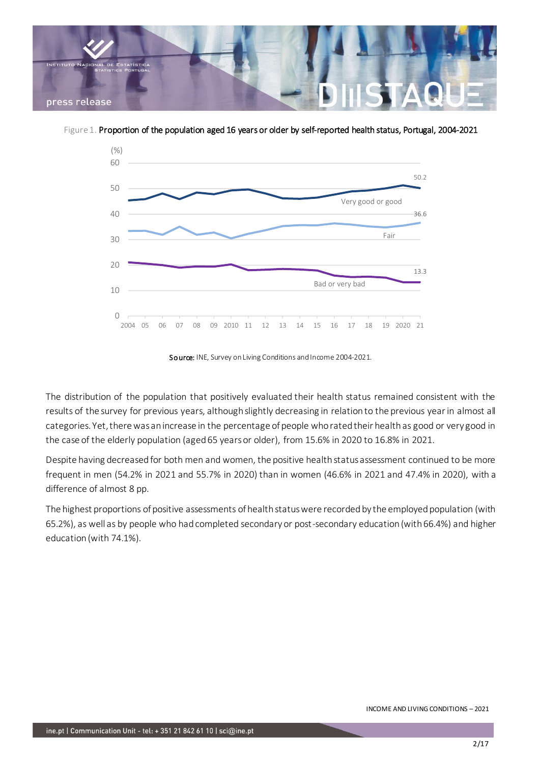Figure 1. **Proportion of the population aged 16 years or older by self-reported health status, Portugal, 2004-2021**

**Source:** INE, Survey on Living Conditions and Income 2004-2021.

The distribution of the population that positively evaluated their health status remained consistent with the results of the survey for previous years, although slightly decreasing in relation to the previous year in almost all categories. Yet, there was an increase in the percentage of people who rated their health as good or very good in the case of the elderly population (aged 65 years or older), from 15.6% in 2020 to 16.8% in 2021.

Despite having decreased for both men and women, the positive health status assessment continued to be more frequent in men (54.2% in 2021 and 55.7% in 2020) than in women (46.6% in 2021 and 47.4% in 2020), with a difference of almost 8 pp.

The highest proportions of positive assessments of health status were recorded by the employed population (with 65.2%), as well as by people who had completed secondary or post-secondary education (with 66.4%) and higher education (with 74.1%).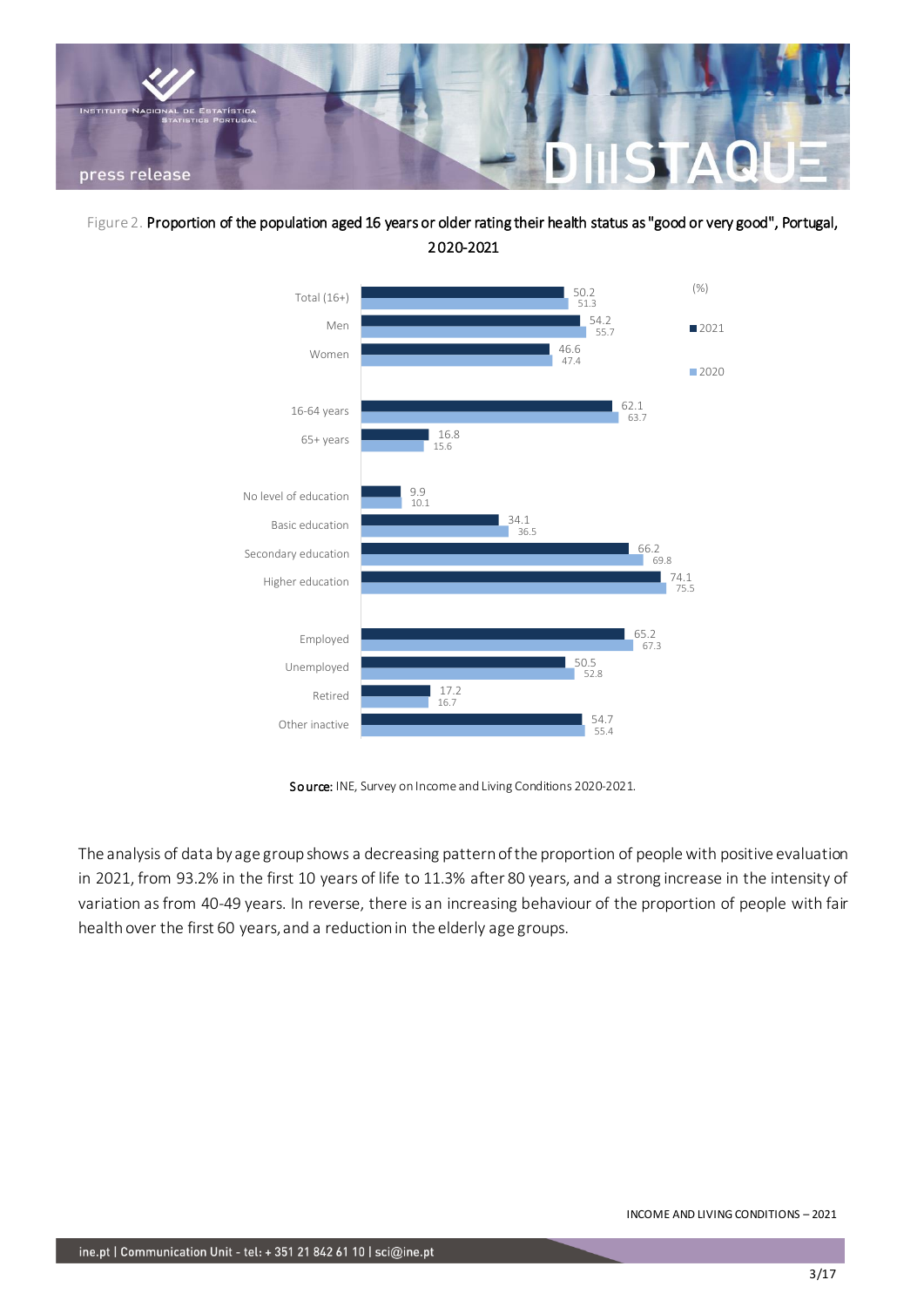Figure 2. **Proportion of the population aged 16 years or older rating their health status as "good or very good", Portugal, 2020-2021**

(%)

| | 2021 | 2020 |
|---|---|---|
| Total (16+) | 50.2 | 51.3 |
| Men | 54.2 | 55.7 |
| Women | 46.6 | 47.4 |
| 16-64 years | 62.1 | 63.7 |
| 65+ years | 16.8 | 15.6 |
| No level of education | 9.9 | 10.1 |
| Basic education | 34.1 | 36.5 |
| Secondary education | 66.2 | 69.8 |
| Higher education | 74.1 | 75.5 |
| Employed | 65.2 | 67.3 |
| Unemployed | 50.5 | 52.8 |
| Retired | 17.2 | 16.7 |
| Other inactive | 54.7 | 55.4 |

**Source:** INE, Survey on Income and Living Conditions 2020-2021.

The analysis of data by age group shows a decreasing pattern of the proportion of people with positive evaluation in 2021, from 93.2% in the first 10 years of life to 11.3% after 80 years, and a strong increase in the intensity of variation as from 40-49 years. In reverse, there is an increasing behaviour of the proportion of people with fair health over the first 60 years, and a reduction in the elderly age groups.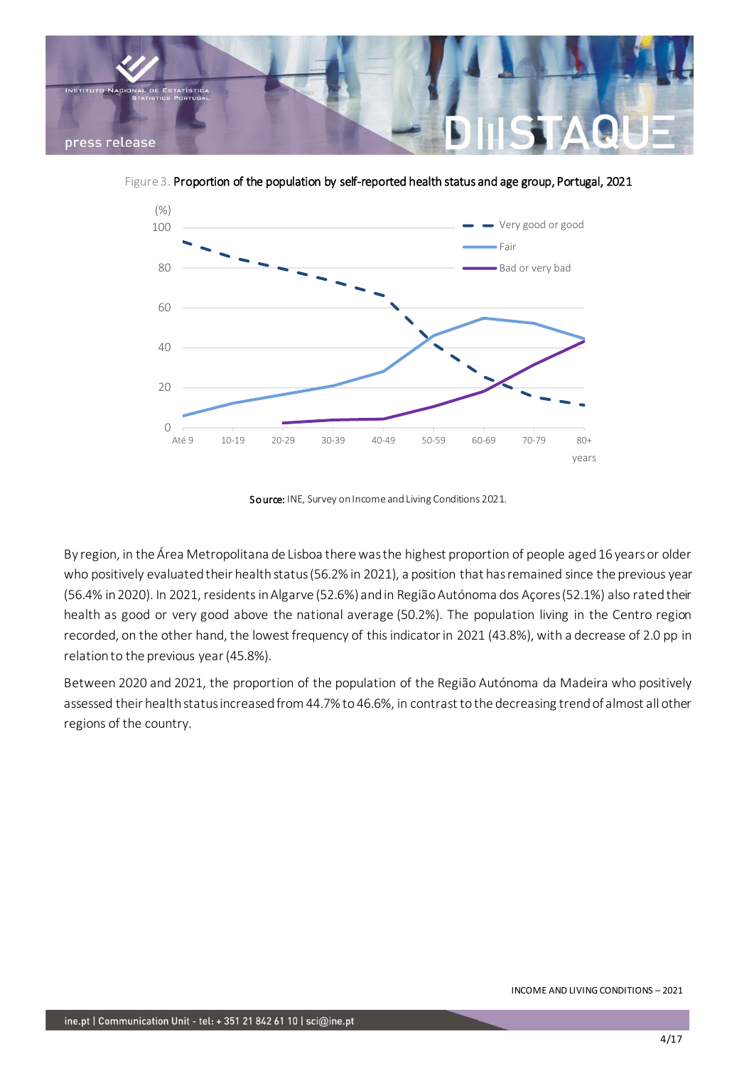Figure 3. **Proportion of the population by self-reported health status and age group, Portugal, 2021**

Source: INE, Survey on Income and Living Conditions 2021.

By region, in the Área Metropolitana de Lisboa there was the highest proportion of people aged 16 years or older who positively evaluated their health status (56.2% in 2021), a position that has remained since the previous year (56.4% in 2020). In 2021, residents in Algarve (52.6%) and in Região Autónoma dos Açores (52.1%) also rated their health as good or very good above the national average (50.2%). The population living in the Centro region recorded, on the other hand, the lowest frequency of this indicator in 2021 (43.8%), with a decrease of 2.0 pp in relation to the previous year (45.8%).

Between 2020 and 2021, the proportion of the population of the Região Autónoma da Madeira who positively assessed their health status increased from 44.7% to 46.6%, in contrast to the decreasing trend of almost all other regions of the country.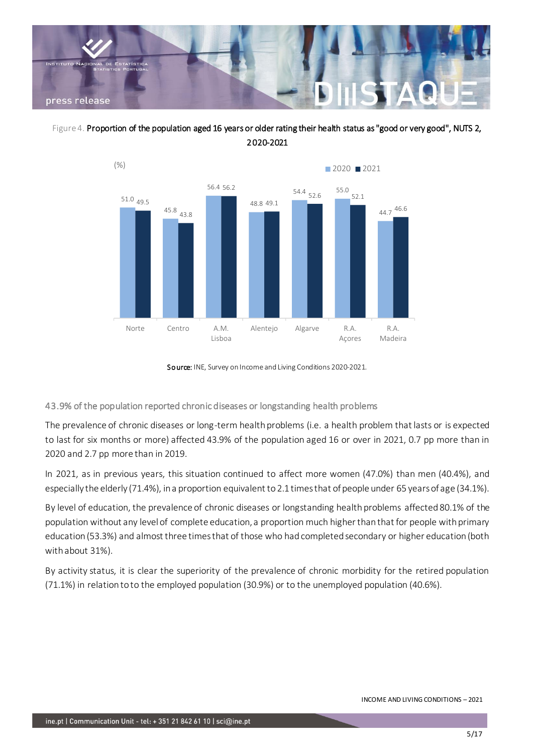Figure 4. **Proportion of the population aged 16 years or older rating their health status as "good or very good", NUTS 2, 2020-2021**

| (%) | 2020 | 2021 |
|---|---|---|
| Norte | 51.0 | 49.5 |
| Centro | 45.8 | 43.8 |
| A.M. Lisboa | 56.4 | 56.2 |
| Alentejo | 48.8 | 49.1 |
| Algarve | 54.4 | 52.6 |
| R.A. Açores | 55.0 | 52.1 |
| R.A. Madeira | 44.7 | 46.6 |

**Source:** INE, Survey on Income and Living Conditions 2020-2021.

## 43.9% of the population reported chronic diseases or longstanding health problems

The prevalence of chronic diseases or long-term health problems (i.e. a health problem that lasts or is expected to last for six months or more) affected 43.9% of the population aged 16 or over in 2021, 0.7 pp more than in 2020 and 2.7 pp more than in 2019.

In 2021, as in previous years, this situation continued to affect more women (47.0%) than men (40.4%), and especially the elderly (71.4%), in a proportion equivalent to 2.1 times that of people under 65 years of age (34.1%).

By level of education, the prevalence of chronic diseases or longstanding health problems affected 80.1% of the population without any level of complete education, a proportion much higher than that for people with primary education (53.3%) and almost three times that of those who had completed secondary or higher education (both with about 31%).

By activity status, it is clear the superiority of the prevalence of chronic morbidity for the retired population (71.1%) in relation to to the employed population (30.9%) or to the unemployed population (40.6%).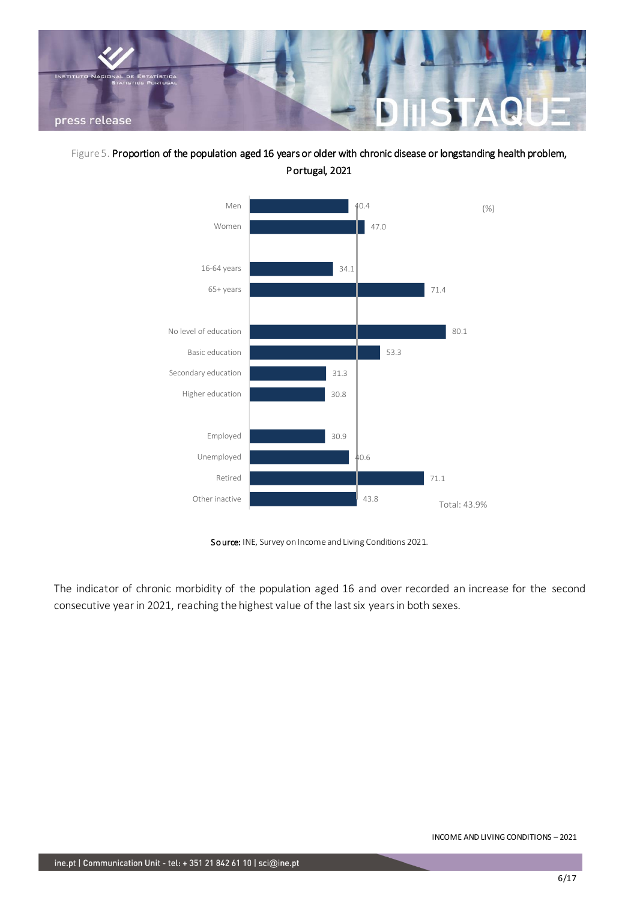Figure 5. **Proportion of the population aged 16 years or older with chronic disease or longstanding health problem, Portugal, 2021**

| | (%) |
|---|---|
| Men | 40.4 |
| Women | 47.0 |
| 16-64 years | 34.1 |
| 65+ years | 71.4 |
| No level of education | 80.1 |
| Basic education | 53.3 |
| Secondary education | 31.3 |
| Higher education | 30.8 |
| Employed | 30.9 |
| Unemployed | 40.6 |
| Retired | 71.1 |
| Other inactive | 43.8 |

Total: 43.9%

**Source:** INE, Survey on Income and Living Conditions 2021.

The indicator of chronic morbidity of the population aged 16 and over recorded an increase for the second consecutive year in 2021, reaching the highest value of the last six years in both sexes.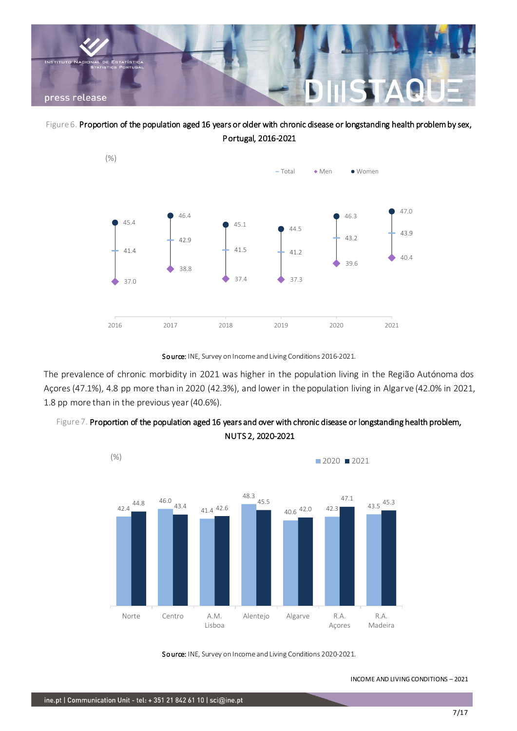Figure 6. **Proportion of the population aged 16 years or older with chronic disease or longstanding health problem by sex, Portugal, 2016-2021**

(%)

| Year | Total | Men | Women |
|---|---|---|---|
| 2016 | 41.4 | 37.0 | 45.4 |
| 2017 | 42.9 | 38.8 | 46.4 |
| 2018 | 41.5 | 37.4 | 45.1 |
| 2019 | 41.2 | 37.3 | 44.5 |
| 2020 | 43.2 | 39.6 | 46.3 |
| 2021 | 43.9 | 40.4 | 47.0 |

**Source:** INE, Survey on Income and Living Conditions 2016-2021.

The prevalence of chronic morbidity in 2021 was higher in the population living in the Região Autónoma dos Açores (47.1%), 4.8 pp more than in 2020 (42.3%), and lower in the population living in Algarve (42.0% in 2021, 1.8 pp more than in the previous year (40.6%).

Figure 7. **Proportion of the population aged 16 years and over with chronic disease or longstanding health problem, NUTS 2, 2020-2021**

(%)

| Region | 2020 | 2021 |
|---|---|---|
| Norte | 42.4 | 44.8 |
| Centro | 46.0 | 43.4 |
| A.M. Lisboa | 41.4 | 42.6 |
| Alentejo | 48.3 | 45.5 |
| Algarve | 40.6 | 42.0 |
| R.A. Açores | 42.3 | 47.1 |
| R.A. Madeira | 43.5 | 45.3 |

**Source:** INE, Survey on Income and Living Conditions 2020-2021.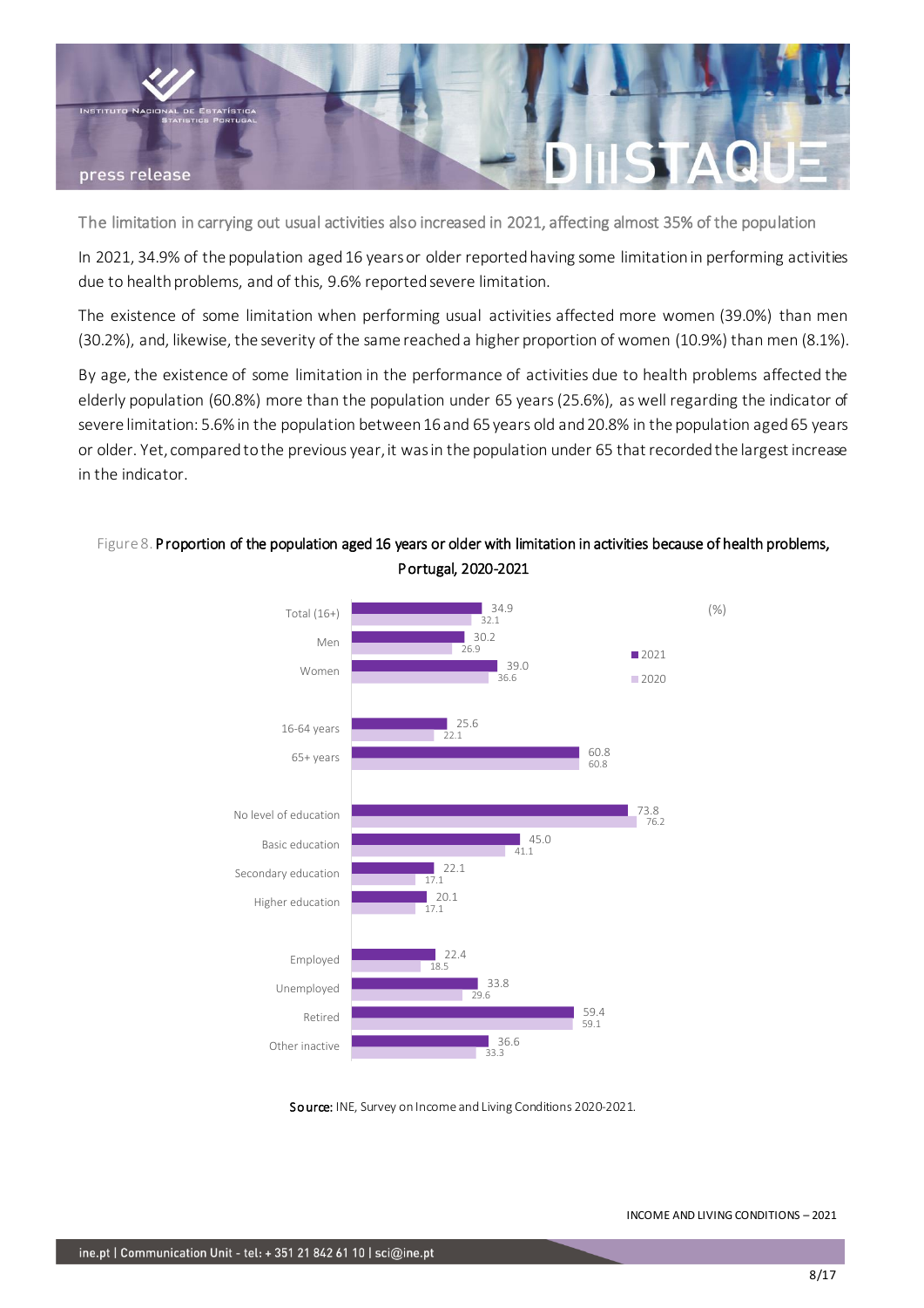## The limitation in carrying out usual activities also increased in 2021, affecting almost 35% of the population

In 2021, 34.9% of the population aged 16 years or older reported having some limitation in performing activities due to health problems, and of this, 9.6% reported severe limitation.

The existence of some limitation when performing usual activities affected more women (39.0%) than men (30.2%), and, likewise, the severity of the same reached a higher proportion of women (10.9%) than men (8.1%).

By age, the existence of some limitation in the performance of activities due to health problems affected the elderly population (60.8%) more than the population under 65 years (25.6%), as well regarding the indicator of severe limitation: 5.6% in the population between 16 and 65 years old and 20.8% in the population aged 65 years or older. Yet, compared to the previous year, it was in the population under 65 that recorded the largest increase in the indicator.

Figure 8. **Proportion of the population aged 16 years or older with limitation in activities because of health problems, Portugal, 2020-2021**

(%)

| | 2021 | 2020 |
|---|---|---|
| Total (16+) | 34.9 | 32.1 |
| Men | 30.2 | 26.9 |
| Women | 39.0 | 36.6 |
| 16-64 years | 25.6 | 22.1 |
| 65+ years | 60.8 | 60.8 |
| No level of education | 73.8 | 76.2 |
| Basic education | 45.0 | 41.1 |
| Secondary education | 22.1 | 17.1 |
| Higher education | 20.1 | 17.1 |
| Employed | 22.4 | 18.5 |
| Unemployed | 33.8 | 29.6 |
| Retired | 59.4 | 59.1 |
| Other inactive | 36.6 | 33.3 |

**Source:** INE, Survey on Income and Living Conditions 2020-2021.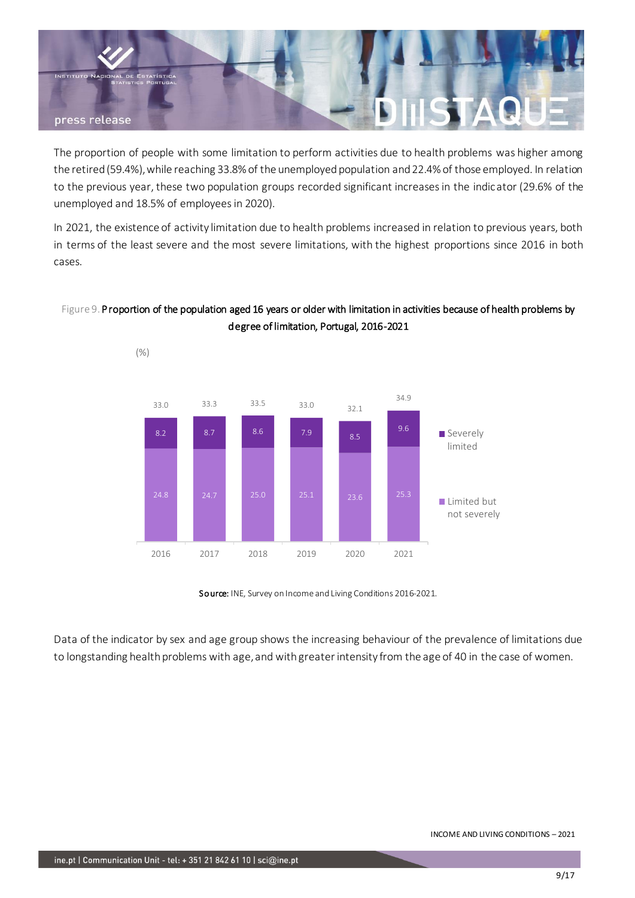The proportion of people with some limitation to perform activities due to health problems was higher among the retired (59.4%), while reaching 33.8% of the unemployed population and 22.4% of those employed. In relation to the previous year, these two population groups recorded significant increases in the indicator (29.6% of the unemployed and 18.5% of employees in 2020).

In 2021, the existence of activity limitation due to health problems increased in relation to previous years, both in terms of the least severe and the most severe limitations, with the highest proportions since 2016 in both cases.

Figure 9. **Proportion of the population aged 16 years or older with limitation in activities because of health problems by degree of limitation, Portugal, 2016-2021**

(%)

| | 2016 | 2017 | 2018 | 2019 | 2020 | 2021 |
|---|---|---|---|---|---|---|
| Severely limited | 8.2 | 8.7 | 8.6 | 7.9 | 8.5 | 9.6 |
| Limited but not severely | 24.8 | 24.7 | 25.0 | 25.1 | 23.6 | 25.3 |
| Total | 33.0 | 33.3 | 33.5 | 33.0 | 32.1 | 34.9 |

**Source:** INE, Survey on Income and Living Conditions 2016-2021.

Data of the indicator by sex and age group shows the increasing behaviour of the prevalence of limitations due to longstanding health problems with age, and with greater intensity from the age of 40 in the case of women.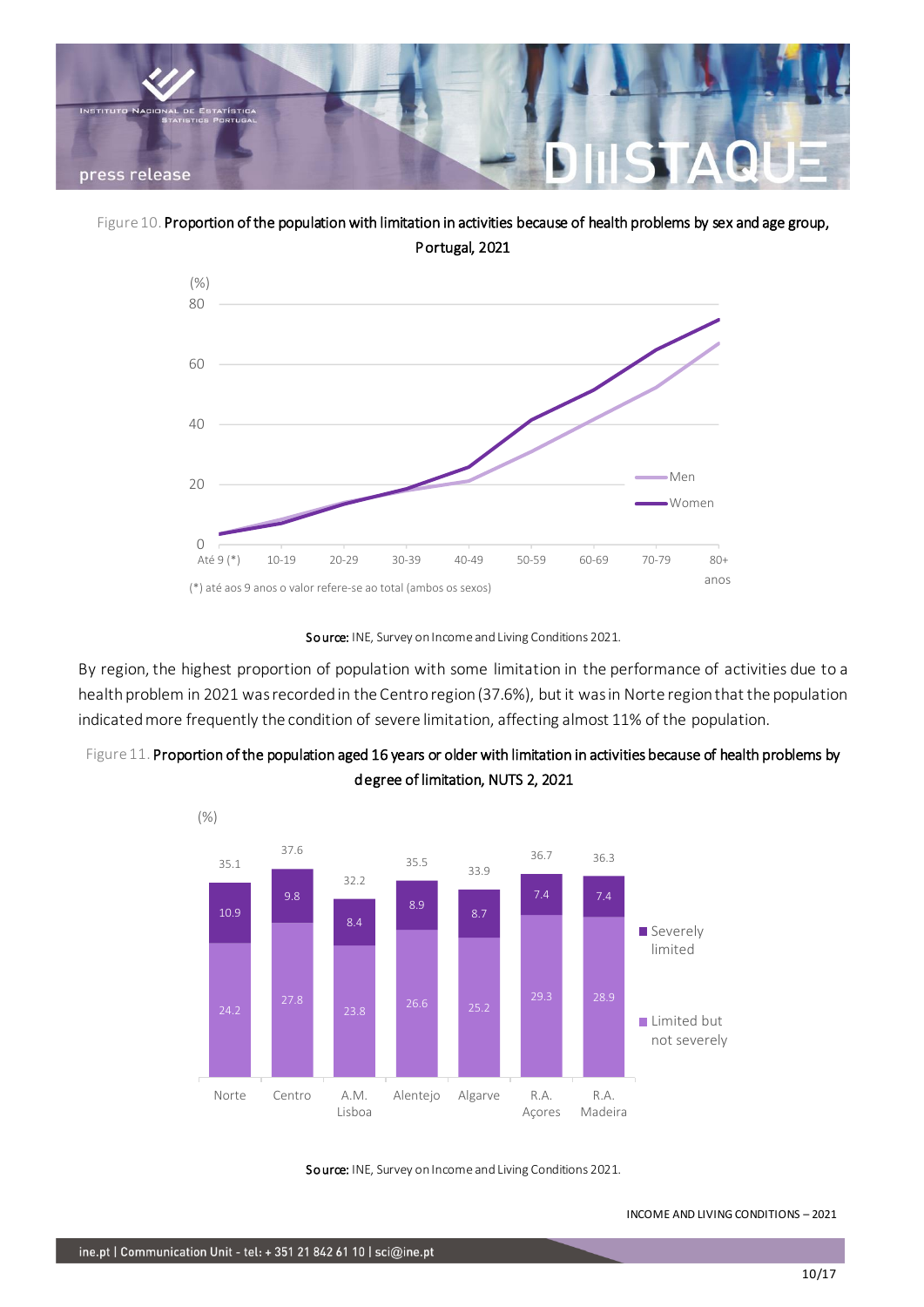Figure 10. **Proportion of the population with limitation in activities because of health problems by sex and age group, Portugal, 2021**

(*) até aos 9 anos o valor refere-se ao total (ambos os sexos)

**Source:** INE, Survey on Income and Living Conditions 2021.

By region, the highest proportion of population with some limitation in the performance of activities due to a health problem in 2021 was recorded in the Centro region (37.6%), but it was in Norte region that the population indicated more frequently the condition of severe limitation, affecting almost 11% of the population.

Figure 11. **Proportion of the population aged 16 years or older with limitation in activities because of health problems by degree of limitation, NUTS 2, 2021**

(%)

| | Norte | Centro | A.M. Lisboa | Alentejo | Algarve | R.A. Açores | R.A. Madeira |
|---|---|---|---|---|---|---|---|
| Severely limited | 10.9 | 9.8 | 8.4 | 8.9 | 8.7 | 7.4 | 7.4 |
| Limited but not severely | 24.2 | 27.8 | 23.8 | 26.6 | 25.2 | 29.3 | 28.9 |
| Total | 35.1 | 37.6 | 32.2 | 35.5 | 33.9 | 36.7 | 36.3 |

**Source:** INE, Survey on Income and Living Conditions 2021.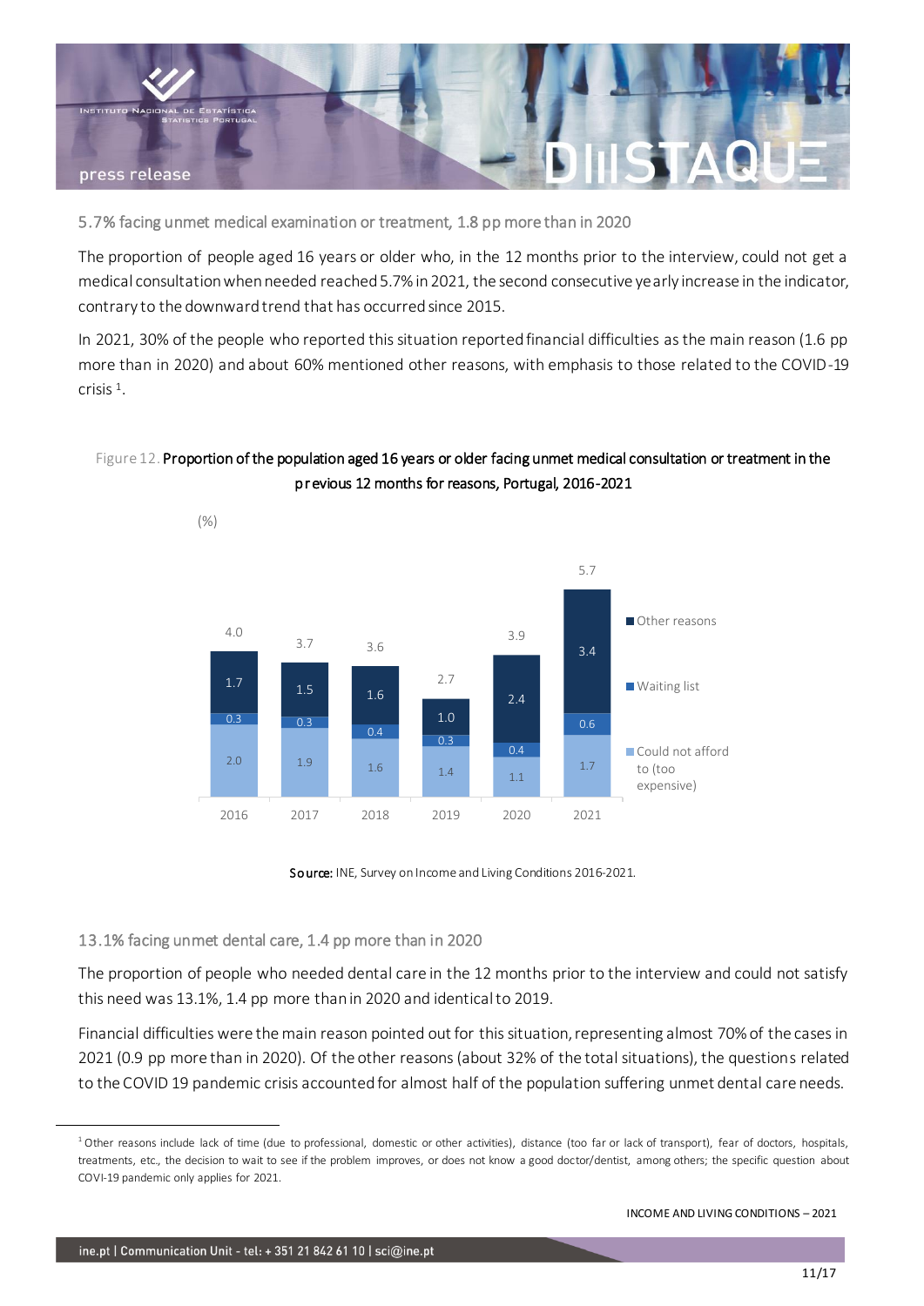## 5.7% facing unmet medical examination or treatment, 1.8 pp more than in 2020

The proportion of people aged 16 years or older who, in the 12 months prior to the interview, could not get a medical consultation when needed reached 5.7% in 2021, the second consecutive yearly increase in the indicator, contrary to the downward trend that has occurred since 2015.

In 2021, 30% of the people who reported this situation reported financial difficulties as the main reason (1.6 pp more than in 2020) and about 60% mentioned other reasons, with emphasis to those related to the COVID-19 crisis [1].

Figure 12. **Proportion of the population aged 16 years or older facing unmet medical consultation or treatment in the previous 12 months for reasons, Portugal, 2016-2021**

(%)

| | 2016 | 2017 | 2018 | 2019 | 2020 | 2021 |
|---|---|---|---|---|---|---|
| Could not afford to (too expensive) | 2.0 | 1.9 | 1.6 | 1.4 | 1.1 | 1.7 |
| Waiting list | 0.3 | 0.3 | 0.4 | 0.3 | 0.4 | 0.6 |
| Other reasons | 1.7 | 1.5 | 1.6 | 1.0 | 2.4 | 3.4 |
| Total | 4.0 | 3.7 | 3.6 | 2.7 | 3.9 | 5.7 |

**Source:** INE, Survey on Income and Living Conditions 2016-2021.

## 13.1% facing unmet dental care, 1.4 pp more than in 2020

The proportion of people who needed dental care in the 12 months prior to the interview and could not satisfy this need was 13.1%, 1.4 pp more than in 2020 and identical to 2019.

Financial difficulties were the main reason pointed out for this situation, representing almost 70% of the cases in 2021 (0.9 pp more than in 2020). Of the other reasons (about 32% of the total situations), the questions related to the COVID 19 pandemic crisis accounted for almost half of the population suffering unmet dental care needs.

[1] Other reasons include lack of time (due to professional, domestic or other activities), distance (too far or lack of transport), fear of doctors, hospitals, treatments, etc., the decision to wait to see if the problem improves, or does not know a good doctor/dentist, among others; the specific question about COVI-19 pandemic only applies for 2021.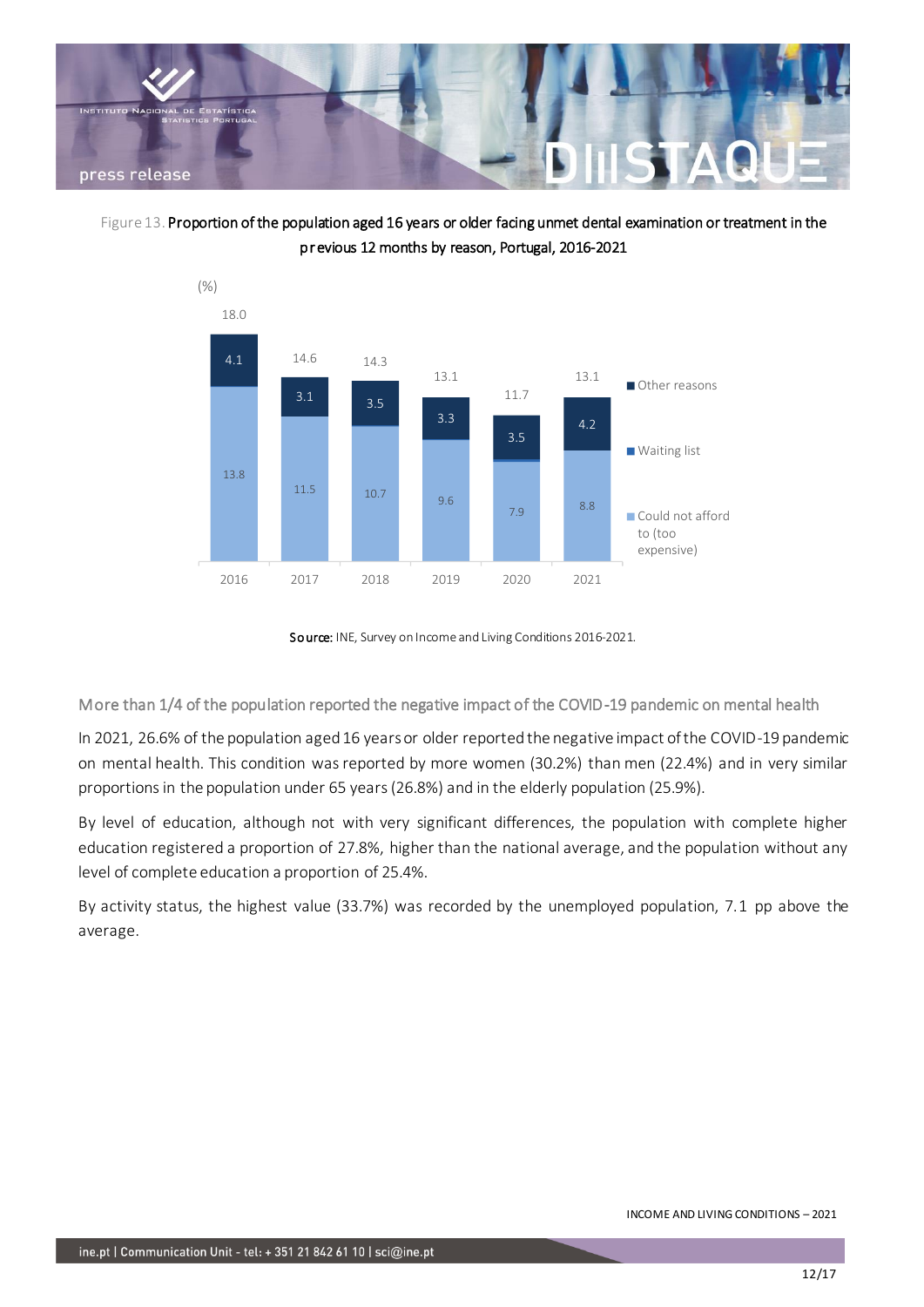Figure 13. **Proportion of the population aged 16 years or older facing unmet dental examination or treatment in the previous 12 months by reason, Portugal, 2016-2021**

(%)

| Year | Could not afford to (too expensive) | Waiting list | Other reasons | Total |
|---|---|---|---|---|
| 2016 | 13.8 | | 4.1 | 18.0 |
| 2017 | 11.5 | | 3.1 | 14.6 |
| 2018 | 10.7 | | 3.5 | 14.3 |
| 2019 | 9.6 | | 3.3 | 13.1 |
| 2020 | 7.9 | | 3.5 | 11.7 |
| 2021 | 8.8 | | 4.2 | 13.1 |

**Source:** INE, Survey on Income and Living Conditions 2016-2021.

## More than 1/4 of the population reported the negative impact of the COVID-19 pandemic on mental health

In 2021, 26.6% of the population aged 16 years or older reported the negative impact of the COVID-19 pandemic on mental health. This condition was reported by more women (30.2%) than men (22.4%) and in very similar proportions in the population under 65 years (26.8%) and in the elderly population (25.9%).

By level of education, although not with very significant differences, the population with complete higher education registered a proportion of 27.8%, higher than the national average, and the population without any level of complete education a proportion of 25.4%.

By activity status, the highest value (33.7%) was recorded by the unemployed population, 7.1 pp above the average.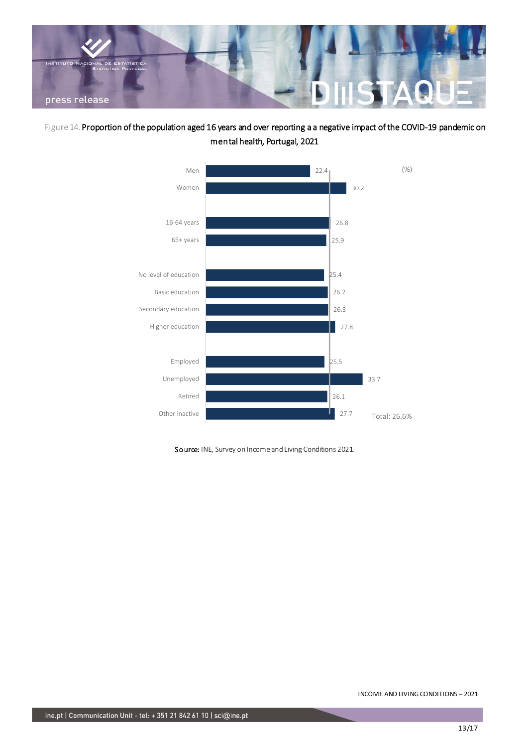Figure 14. **Proportion of the population aged 16 years and over reporting a a negative impact of the COVID-19 pandemic on mental health, Portugal, 2021**

| | (%) |
|---|---|
| Men | 22.4 |
| Women | 30.2 |
| 16-64 years | 26.8 |
| 65+ years | 25.9 |
| No level of education | 25.4 |
| Basic education | 26.2 |
| Secondary education | 26.3 |
| Higher education | 27.8 |
| Employed | 25.5 |
| Unemployed | 33.7 |
| Retired | 26.1 |
| Other inactive | 27.7 |

Total: 26.6%

**Source:** INE, Survey on Income and Living Conditions 2021.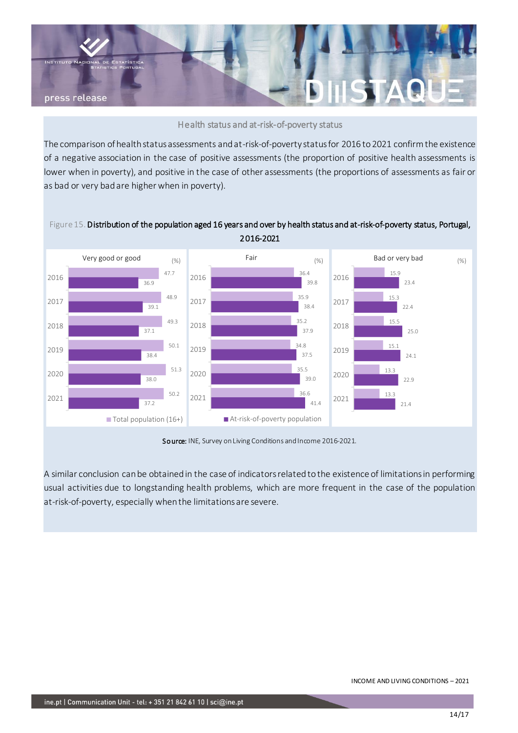### Health status and at-risk-of-poverty status

The comparison of health status assessments and at-risk-of-poverty status for 2016 to 2021 confirm the existence of a negative association in the case of positive assessments (the proportion of positive health assessments is lower when in poverty), and positive in the case of other assessments (the proportions of assessments as fair or as bad or very bad are higher when in poverty).

Figure 15. **Distribution of the population aged 16 years and over by health status and at-risk-of-poverty status, Portugal, 2016-2021**

| Year | Very good or good (%) – Total population (16+) | Very good or good (%) – At-risk-of-poverty population | Fair (%) – Total population (16+) | Fair (%) – At-risk-of-poverty population | Bad or very bad (%) – Total population (16+) | Bad or very bad (%) – At-risk-of-poverty population |
|---|---|---|---|---|---|---|
| 2016 | 47.7 | 36.9 | 36.4 | 39.8 | 15.9 | 23.4 |
| 2017 | 48.9 | 39.1 | 35.9 | 38.4 | 15.3 | 22.4 |
| 2018 | 49.3 | 37.1 | 35.2 | 37.9 | 15.5 | 25.0 |
| 2019 | 50.1 | 38.4 | 34.8 | 37.5 | 15.1 | 24.1 |
| 2020 | 51.3 | 38.0 | 35.5 | 39.0 | 13.3 | 22.9 |
| 2021 | 50.2 | 37.2 | 36.6 | 41.4 | 13.3 | 21.4 |

**Source:** INE, Survey on Living Conditions and Income 2016-2021.

A similar conclusion can be obtained in the case of indicators related to the existence of limitations in performing usual activities due to longstanding health problems, which are more frequent in the case of the population at-risk-of-poverty, especially when the limitations are severe.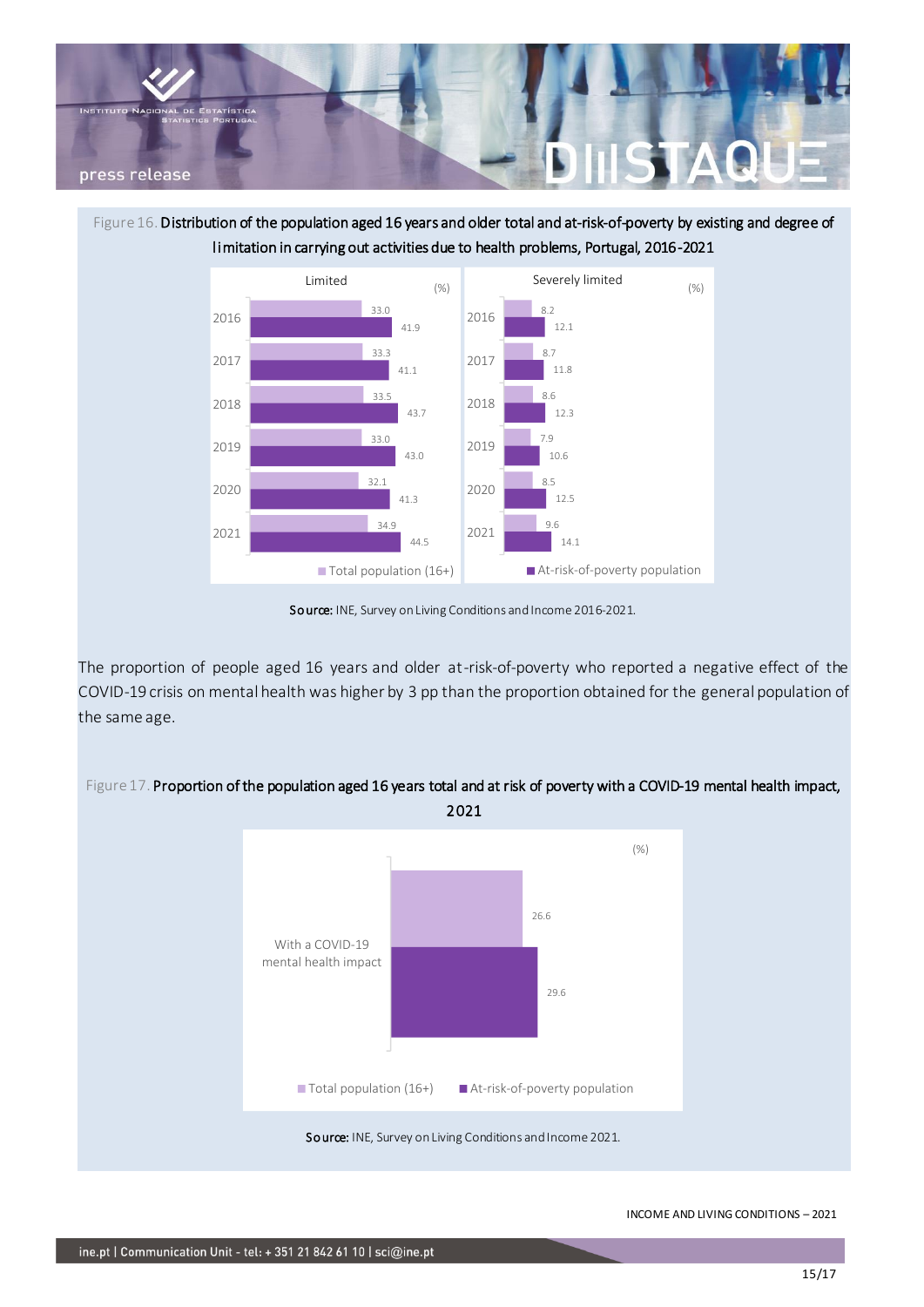Figure 16. Distribution of the population aged 16 years and older total and at-risk-of-poverty by existing and degree of limitation in carrying out activities due to health problems, Portugal, 2016-2021

| | Limited – Total population (16+) (%) | Limited – At-risk-of-poverty population (%) | Severely limited – Total population (16+) (%) | Severely limited – At-risk-of-poverty population (%) |
|---|---|---|---|---|
| 2016 | 33.0 | 41.9 | 8.2 | 12.1 |
| 2017 | 33.3 | 41.1 | 8.7 | 11.8 |
| 2018 | 33.5 | 43.7 | 8.6 | 12.3 |
| 2019 | 33.0 | 43.0 | 7.9 | 10.6 |
| 2020 | 32.1 | 41.3 | 8.5 | 12.5 |
| 2021 | 34.9 | 44.5 | 9.6 | 14.1 |

**Source:** INE, Survey on Living Conditions and Income 2016-2021.

The proportion of people aged 16 years and older at-risk-of-poverty who reported a negative effect of the COVID-19 crisis on mental health was higher by 3 pp than the proportion obtained for the general population of the same age.

Figure 17. Proportion of the population aged 16 years total and at risk of poverty with a COVID-19 mental health impact, 2021

| | Total population (16+) (%) | At-risk-of-poverty population (%) |
|---|---|---|
| With a COVID-19 mental health impact | 26.6 | 29.6 |

**Source:** INE, Survey on Living Conditions and Income 2021.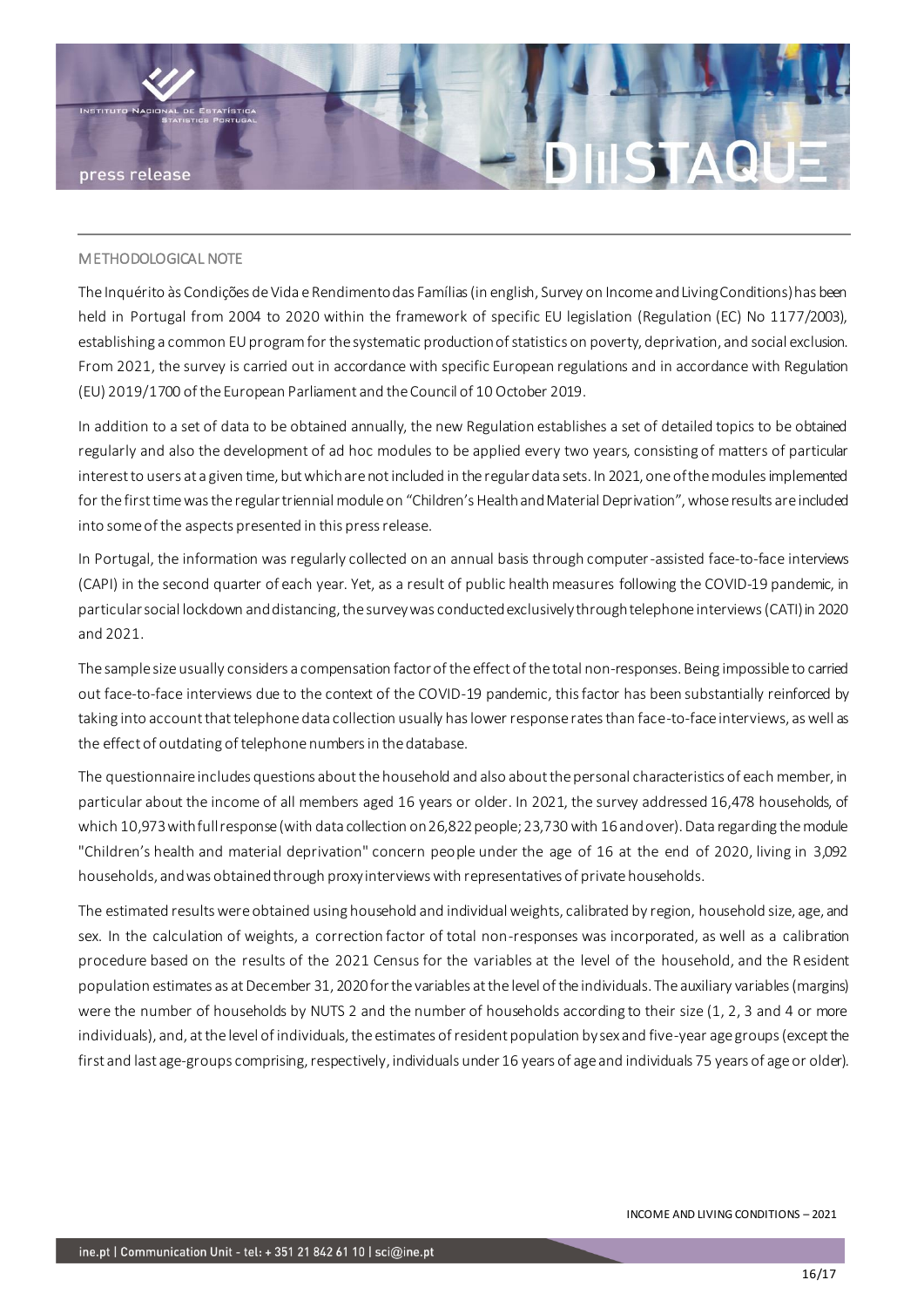## METHODOLOGICAL NOTE

The Inquérito às Condições de Vida e Rendimento das Famílias (in english, Survey on Income and Living Conditions) has been held in Portugal from 2004 to 2020 within the framework of specific EU legislation (Regulation (EC) No 1177/2003), establishing a common EU program for the systematic production of statistics on poverty, deprivation, and social exclusion. From 2021, the survey is carried out in accordance with specific European regulations and in accordance with Regulation (EU) 2019/1700 of the European Parliament and the Council of 10 October 2019.

In addition to a set of data to be obtained annually, the new Regulation establishes a set of detailed topics to be obtained regularly and also the development of ad hoc modules to be applied every two years, consisting of matters of particular interest to users at a given time, but which are not included in the regular data sets. In 2021, one of the modules implemented for the first time was the regular triennial module on "Children's Health and Material Deprivation", whose results are included into some of the aspects presented in this press release.

In Portugal, the information was regularly collected on an annual basis through computer-assisted face-to-face interviews (CAPI) in the second quarter of each year. Yet, as a result of public health measures following the COVID-19 pandemic, in particular social lockdown and distancing, the survey was conducted exclusively through telephone interviews (CATI) in 2020 and 2021.

The sample size usually considers a compensation factor of the effect of the total non-responses. Being impossible to carried out face-to-face interviews due to the context of the COVID-19 pandemic, this factor has been substantially reinforced by taking into account that telephone data collection usually has lower response rates than face-to-face interviews, as well as the effect of outdating of telephone numbers in the database.

The questionnaire includes questions about the household and also about the personal characteristics of each member, in particular about the income of all members aged 16 years or older. In 2021, the survey addressed 16,478 households, of which 10,973 with full response (with data collection on 26,822 people; 23,730 with 16 and over). Data regarding the module "Children's health and material deprivation" concern people under the age of 16 at the end of 2020, living in 3,092 households, and was obtained through proxy interviews with representatives of private households.

The estimated results were obtained using household and individual weights, calibrated by region, household size, age, and sex. In the calculation of weights, a correction factor of total non-responses was incorporated, as well as a calibration procedure based on the results of the 2021 Census for the variables at the level of the household, and the Resident population estimates as at December 31, 2020 for the variables at the level of the individuals. The auxiliary variables (margins) were the number of households by NUTS 2 and the number of households according to their size (1, 2, 3 and 4 or more individuals), and, at the level of individuals, the estimates of resident population by sex and five-year age groups (except the first and last age-groups comprising, respectively, individuals under 16 years of age and individuals 75 years of age or older).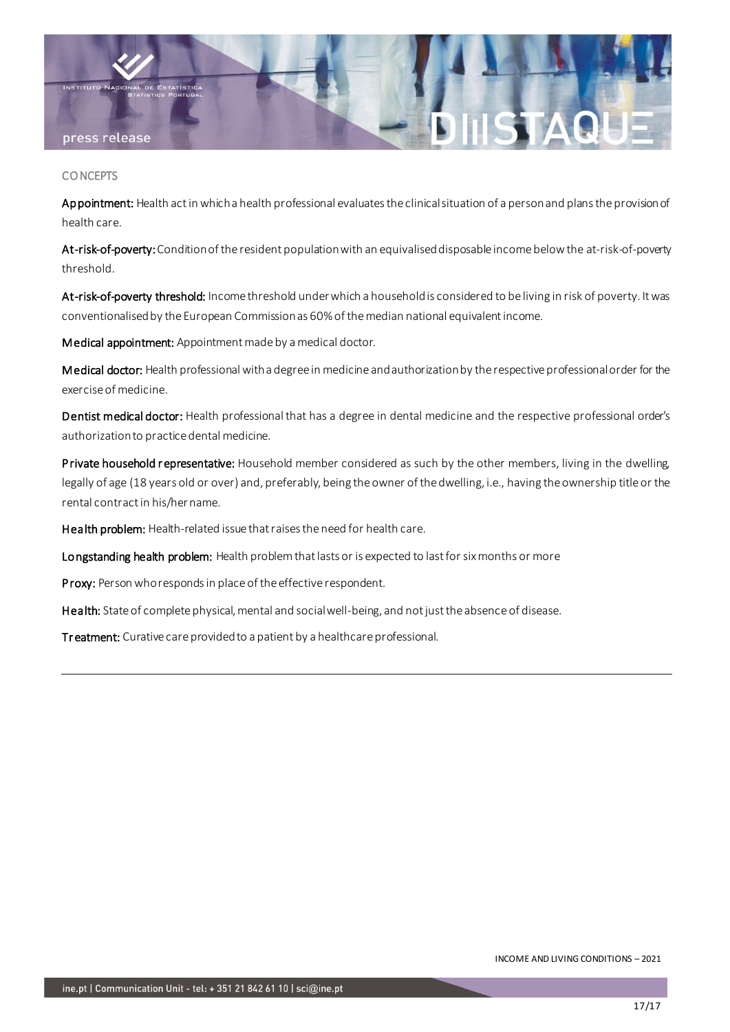## CONCEPTS

**Appointment:** Health act in which a health professional evaluates the clinical situation of a person and plans the provision of health care.

**At-risk-of-poverty:** Condition of the resident population with an equivalised disposable income below the at-risk-of-poverty threshold.

**At-risk-of-poverty threshold:** Income threshold under which a household is considered to be living in risk of poverty. It was conventionalised by the European Commission as 60% of the median national equivalent income.

**Medical appointment:** Appointment made by a medical doctor.

**Medical doctor:** Health professional with a degree in medicine and authorization by the respective professional order for the exercise of medicine.

**Dentist medical doctor:** Health professional that has a degree in dental medicine and the respective professional order's authorization to practice dental medicine.

**Private household representative:** Household member considered as such by the other members, living in the dwelling, legally of age (18 years old or over) and, preferably, being the owner of the dwelling, i.e., having the ownership title or the rental contract in his/her name.

**Health problem:** Health-related issue that raises the need for health care.

**Longstanding health problem:** Health problem that lasts or is expected to last for six months or more

**Proxy:** Person who responds in place of the effective respondent.

**Health:** State of complete physical, mental and social well-being, and not just the absence of disease.

**Treatment:** Curative care provided to a patient by a healthcare professional.